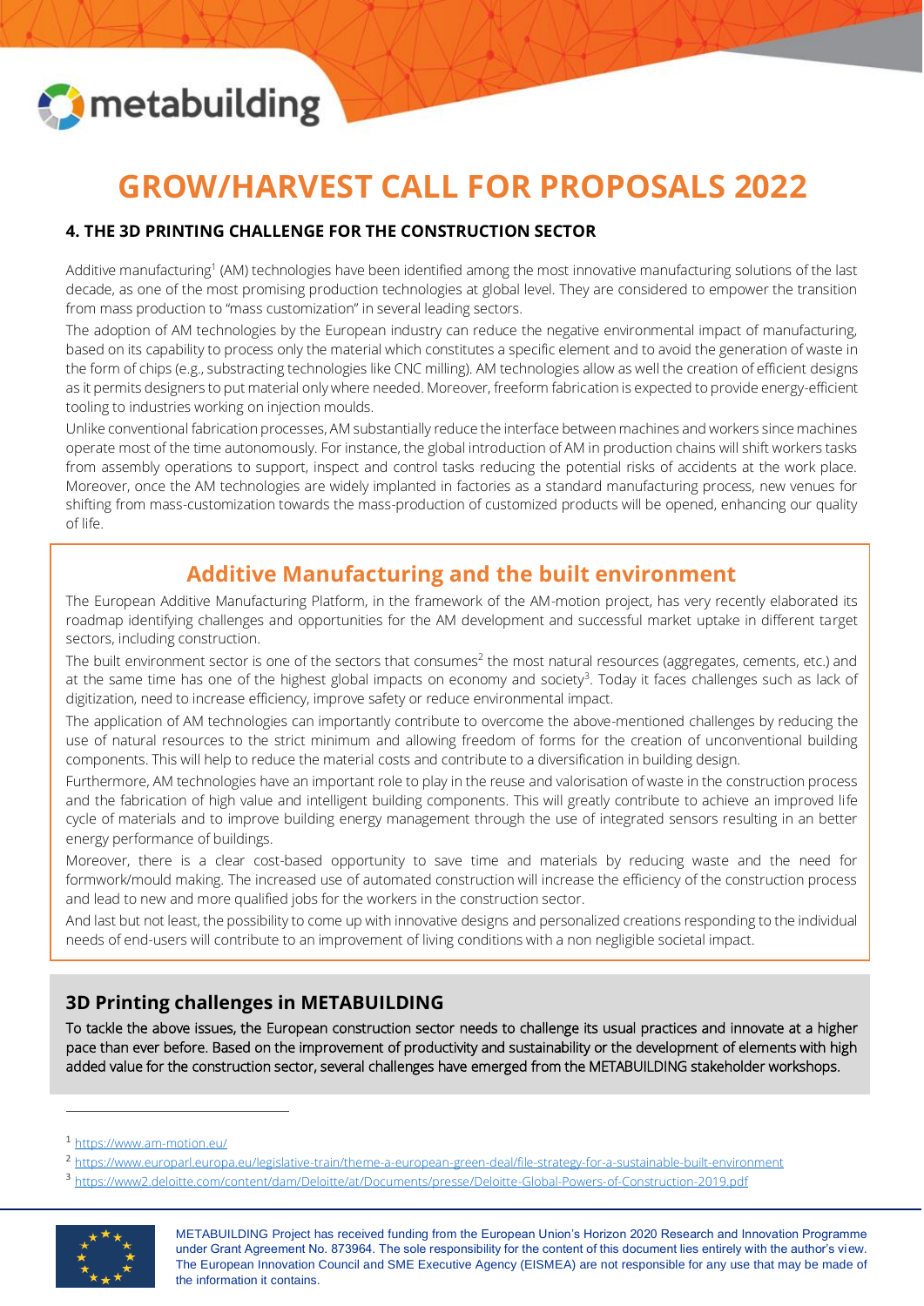# GROW/HARVEST CALL FOR PROPOSALS 2022

## 4. THE 3D PRINTING CHALLENGE FOR THE CONSTRUCTION SECTOR

Additive manufacturing[1] (AM) technologies have been identified among the most innovative manufacturing solutions of the last decade, as one of the most promising production technologies at global level. They are considered to empower the transition from mass production to "mass customization" in several leading sectors.

The adoption of AM technologies by the European industry can reduce the negative environmental impact of manufacturing, based on its capability to process only the material which constitutes a specific element and to avoid the generation of waste in the form of chips (e.g., substracting technologies like CNC milling). AM technologies allow as well the creation of efficient designs as it permits designers to put material only where needed. Moreover, freeform fabrication is expected to provide energy-efficient tooling to industries working on injection moulds.

Unlike conventional fabrication processes, AM substantially reduce the interface between machines and workers since machines operate most of the time autonomously. For instance, the global introduction of AM in production chains will shift workers tasks from assembly operations to support, inspect and control tasks reducing the potential risks of accidents at the work place. Moreover, once the AM technologies are widely implanted in factories as a standard manufacturing process, new venues for shifting from mass-customization towards the mass-production of customized products will be opened, enhancing our quality of life.

## Additive Manufacturing and the built environment

The European Additive Manufacturing Platform, in the framework of the AM-motion project, has very recently elaborated its roadmap identifying challenges and opportunities for the AM development and successful market uptake in different target sectors, including construction.

The built environment sector is one of the sectors that consumes[2] the most natural resources (aggregates, cements, etc.) and at the same time has one of the highest global impacts on economy and society[3]. Today it faces challenges such as lack of digitization, need to increase efficiency, improve safety or reduce environmental impact.

The application of AM technologies can importantly contribute to overcome the above-mentioned challenges by reducing the use of natural resources to the strict minimum and allowing freedom of forms for the creation of unconventional building components. This will help to reduce the material costs and contribute to a diversification in building design.

Furthermore, AM technologies have an important role to play in the reuse and valorisation of waste in the construction process and the fabrication of high value and intelligent building components. This will greatly contribute to achieve an improved life cycle of materials and to improve building energy management through the use of integrated sensors resulting in an better energy performance of buildings.

Moreover, there is a clear cost-based opportunity to save time and materials by reducing waste and the need for formwork/mould making. The increased use of automated construction will increase the efficiency of the construction process and lead to new and more qualified jobs for the workers in the construction sector.

And last but not least, the possibility to come up with innovative designs and personalized creations responding to the individual needs of end-users will contribute to an improvement of living conditions with a non negligible societal impact.

### 3D Printing challenges in METABUILDING

To tackle the above issues, the European construction sector needs to challenge its usual practices and innovate at a higher pace than ever before. Based on the improvement of productivity and sustainability or the development of elements with high added value for the construction sector, several challenges have emerged from the METABUILDING stakeholder workshops.

---

[1] https://www.am-motion.eu/

[2] https://www.europarl.europa.eu/legislative-train/theme-a-european-green-deal/file-strategy-for-a-sustainable-built-environment

[3] https://www2.deloitte.com/content/dam/Deloitte/at/Documents/presse/Deloitte-Global-Powers-of-Construction-2019.pdf

METABUILDING Project has received funding from the European Union's Horizon 2020 Research and Innovation Programme under Grant Agreement No. 873964. The sole responsibility for the content of this document lies entirely with the author's view. The European Innovation Council and SME Executive Agency (EISMEA) are not responsible for any use that may be made of the information it contains.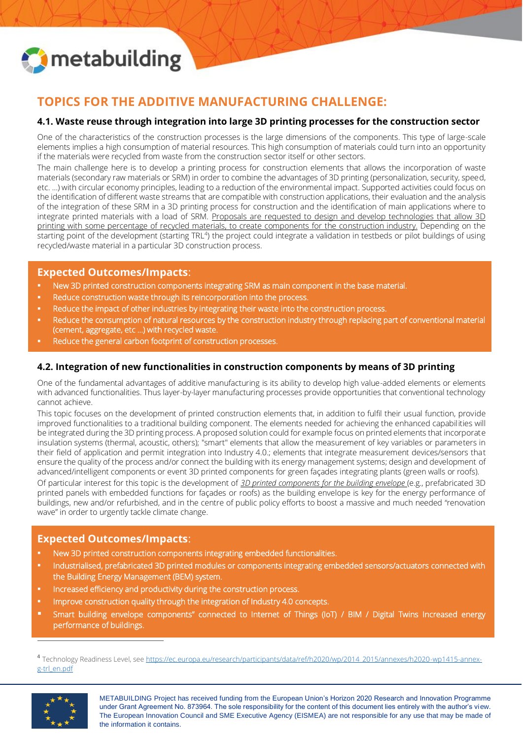## TOPICS FOR THE ADDITIVE MANUFACTURING CHALLENGE:

### 4.1. Waste reuse through integration into large 3D printing processes for the construction sector

One of the characteristics of the construction processes is the large dimensions of the components. This type of large-scale elements implies a high consumption of material resources. This high consumption of materials could turn into an opportunity if the materials were recycled from waste from the construction sector itself or other sectors.

The main challenge here is to develop a printing process for construction elements that allows the incorporation of waste materials (secondary raw materials or SRM) in order to combine the advantages of 3D printing (personalization, security, speed, etc. …) with circular economy principles, leading to a reduction of the environmental impact. Supported activities could focus on the identification of different waste streams that are compatible with construction applications, their evaluation and the analysis of the integration of these SRM in a 3D printing process for construction and the identification of main applications where to integrate printed materials with a load of SRM. Proposals are requested to design and develop technologies that allow 3D printing with some percentage of recycled materials, to create components for the construction industry. Depending on the starting point of the development (starting TRL[4]) the project could integrate a validation in testbeds or pilot buildings of using recycled/waste material in a particular 3D construction process.

**Expected Outcomes/Impacts**:

- New 3D printed construction components integrating SRM as main component in the base material.
- Reduce construction waste through its reincorporation into the process.
- Reduce the impact of other industries by integrating their waste into the construction process.
- Reduce the consumption of natural resources by the construction industry through replacing part of conventional material (cement, aggregate, etc …) with recycled waste.
- Reduce the general carbon footprint of construction processes.

### 4.2. Integration of new functionalities in construction components by means of 3D printing

One of the fundamental advantages of additive manufacturing is its ability to develop high value-added elements or elements with advanced functionalities. Thus layer-by-layer manufacturing processes provide opportunities that conventional technology cannot achieve.

This topic focuses on the development of printed construction elements that, in addition to fulfil their usual function, provide improved functionalities to a traditional building component. The elements needed for achieving the enhanced capabilities will be integrated during the 3D printing process. A proposed solution could for example focus on printed elements that incorporate insulation systems (thermal, acoustic, others); "smart" elements that allow the measurement of key variables or parameters in their field of application and permit integration into Industry 4.0.; elements that integrate measurement devices/sensors that ensure the quality of the process and/or connect the building with its energy management systems; design and development of advanced/intelligent components or event 3D printed components for green façades integrating plants (green walls or roofs).

Of particular interest for this topic is the development of *3D printed components for the building envelope* (e.g., prefabricated 3D printed panels with embedded functions for façades or roofs) as the building envelope is key for the energy performance of buildings, new and/or refurbished, and in the centre of public policy efforts to boost a massive and much needed "renovation wave" in order to urgently tackle climate change.

**Expected Outcomes/Impacts**:

- New 3D printed construction components integrating embedded functionalities.
- Industrialised, prefabricated 3D printed modules or components integrating embedded sensors/actuators connected with the Building Energy Management (BEM) system.
- Increased efficiency and productivity during the construction process.
- Improve construction quality through the integration of Industry 4.0 concepts.
- Smart building envelope components" connected to Internet of Things (IoT) / BIM / Digital Twins Increased energy performance of buildings.

---

[4] Technology Readiness Level, see https://ec.europa.eu/research/participants/data/ref/h2020/wp/2014_2015/annexes/h2020-wp1415-annex-g-trl_en.pdf

METABUILDING Project has received funding from the European Union's Horizon 2020 Research and Innovation Programme under Grant Agreement No. 873964. The sole responsibility for the content of this document lies entirely with the author's view. The European Innovation Council and SME Executive Agency (EISMEA) are not responsible for any use that may be made of the information it contains.